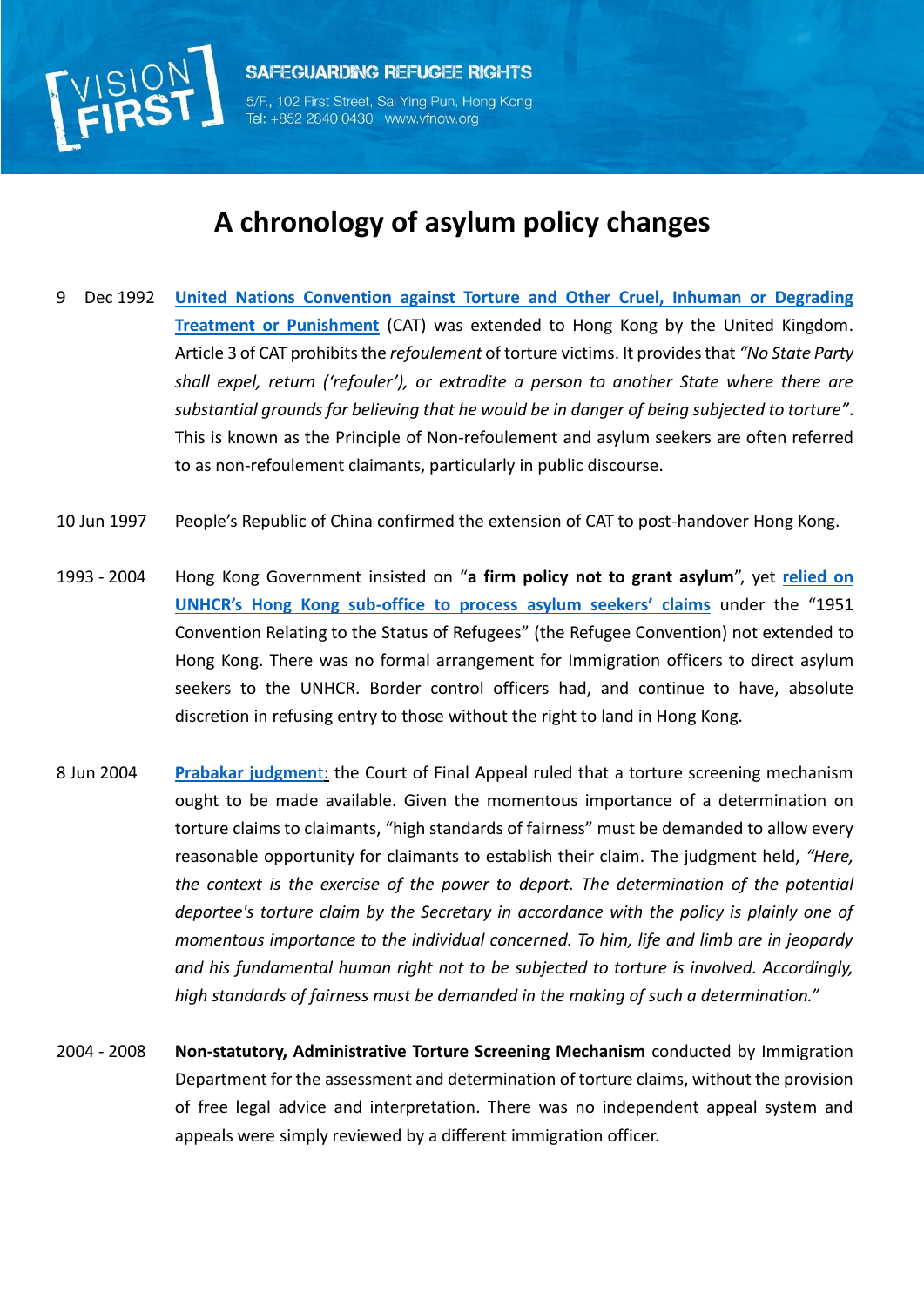# A chronology of asylum policy changes

9 Dec 1992 — **United Nations Convention against Torture and Other Cruel, Inhuman or Degrading Treatment or Punishment** (CAT) was extended to Hong Kong by the United Kingdom. Article 3 of CAT prohibits the *refoulement* of torture victims. It provides that *"No State Party shall expel, return ('refouler'), or extradite a person to another State where there are substantial grounds for believing that he would be in danger of being subjected to torture"*. This is known as the Principle of Non-refoulement and asylum seekers are often referred to as non-refoulement claimants, particularly in public discourse.

10 Jun 1997 — People's Republic of China confirmed the extension of CAT to post-handover Hong Kong.

1993 - 2004 — Hong Kong Government insisted on "**a firm policy not to grant asylum**", yet **relied on UNHCR's Hong Kong sub-office to process asylum seekers' claims** under the "1951 Convention Relating to the Status of Refugees" (the Refugee Convention) not extended to Hong Kong. There was no formal arrangement for Immigration officers to direct asylum seekers to the UNHCR. Border control officers had, and continue to have, absolute discretion in refusing entry to those without the right to land in Hong Kong.

8 Jun 2004 — **Prabakar judgment**: the Court of Final Appeal ruled that a torture screening mechanism ought to be made available. Given the momentous importance of a determination on torture claims to claimants, "high standards of fairness" must be demanded to allow every reasonable opportunity for claimants to establish their claim. The judgment held, *"Here, the context is the exercise of the power to deport. The determination of the potential deportee's torture claim by the Secretary in accordance with the policy is plainly one of momentous importance to the individual concerned. To him, life and limb are in jeopardy and his fundamental human right not to be subjected to torture is involved. Accordingly, high standards of fairness must be demanded in the making of such a determination."*

2004 - 2008 — **Non-statutory, Administrative Torture Screening Mechanism** conducted by Immigration Department for the assessment and determination of torture claims, without the provision of free legal advice and interpretation. There was no independent appeal system and appeals were simply reviewed by a different immigration officer.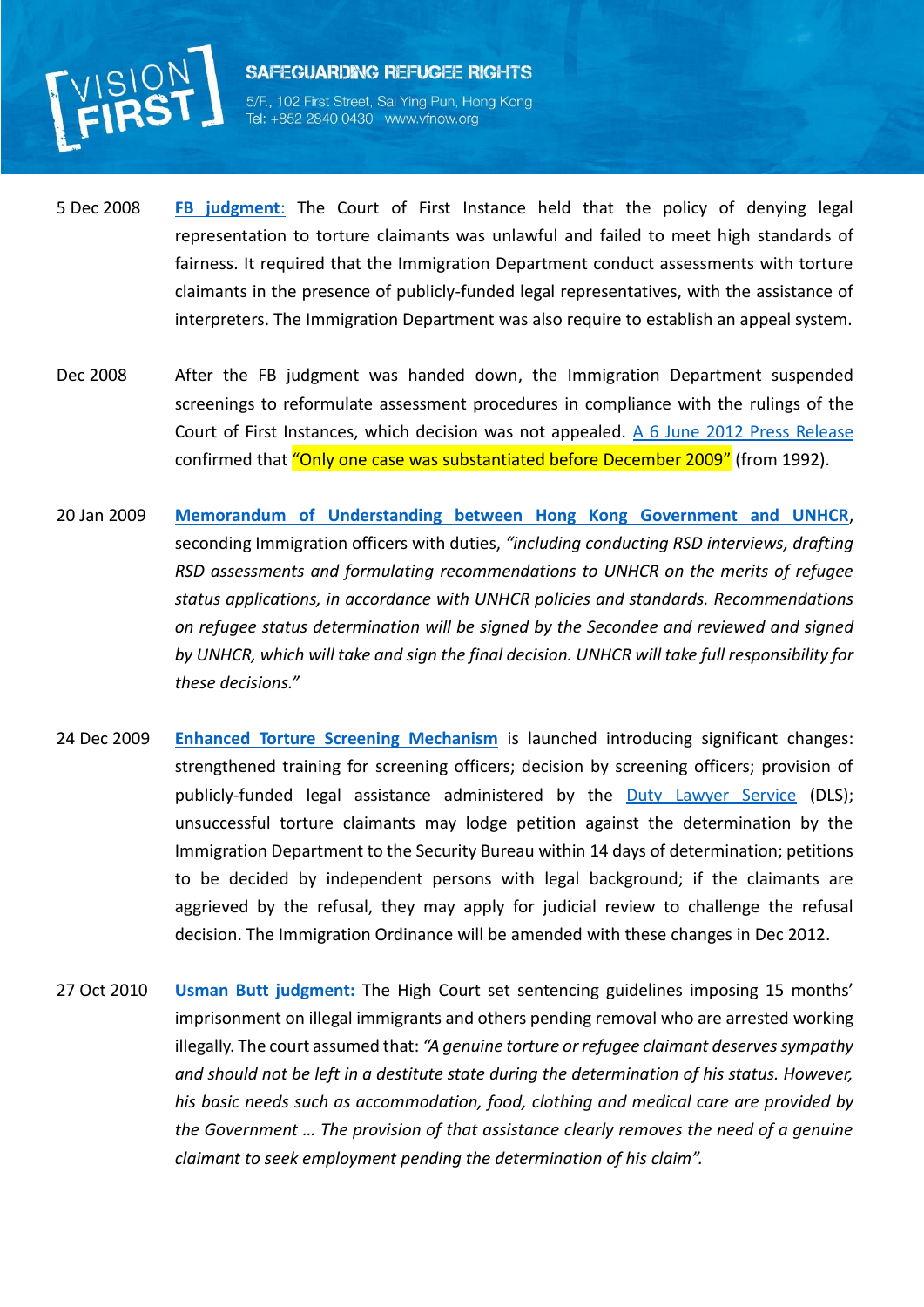5 Dec 2008 **FB judgment**: The Court of First Instance held that the policy of denying legal representation to torture claimants was unlawful and failed to meet high standards of fairness. It required that the Immigration Department conduct assessments with torture claimants in the presence of publicly-funded legal representatives, with the assistance of interpreters. The Immigration Department was also require to establish an appeal system.

Dec 2008 After the FB judgment was handed down, the Immigration Department suspended screenings to reformulate assessment procedures in compliance with the rulings of the Court of First Instances, which decision was not appealed. A 6 June 2012 Press Release confirmed that "Only one case was substantiated before December 2009" (from 1992).

20 Jan 2009 **Memorandum of Understanding between Hong Kong Government and UNHCR**, seconding Immigration officers with duties, *"including conducting RSD interviews, drafting RSD assessments and formulating recommendations to UNHCR on the merits of refugee status applications, in accordance with UNHCR policies and standards. Recommendations on refugee status determination will be signed by the Secondee and reviewed and signed by UNHCR, which will take and sign the final decision. UNHCR will take full responsibility for these decisions."*

24 Dec 2009 **Enhanced Torture Screening Mechanism** is launched introducing significant changes: strengthened training for screening officers; decision by screening officers; provision of publicly-funded legal assistance administered by the Duty Lawyer Service (DLS); unsuccessful torture claimants may lodge petition against the determination by the Immigration Department to the Security Bureau within 14 days of determination; petitions to be decided by independent persons with legal background; if the claimants are aggrieved by the refusal, they may apply for judicial review to challenge the refusal decision. The Immigration Ordinance will be amended with these changes in Dec 2012.

27 Oct 2010 **Usman Butt judgment:** The High Court set sentencing guidelines imposing 15 months' imprisonment on illegal immigrants and others pending removal who are arrested working illegally. The court assumed that: *"A genuine torture or refugee claimant deserves sympathy and should not be left in a destitute state during the determination of his status. However, his basic needs such as accommodation, food, clothing and medical care are provided by the Government … The provision of that assistance clearly removes the need of a genuine claimant to seek employment pending the determination of his claim".*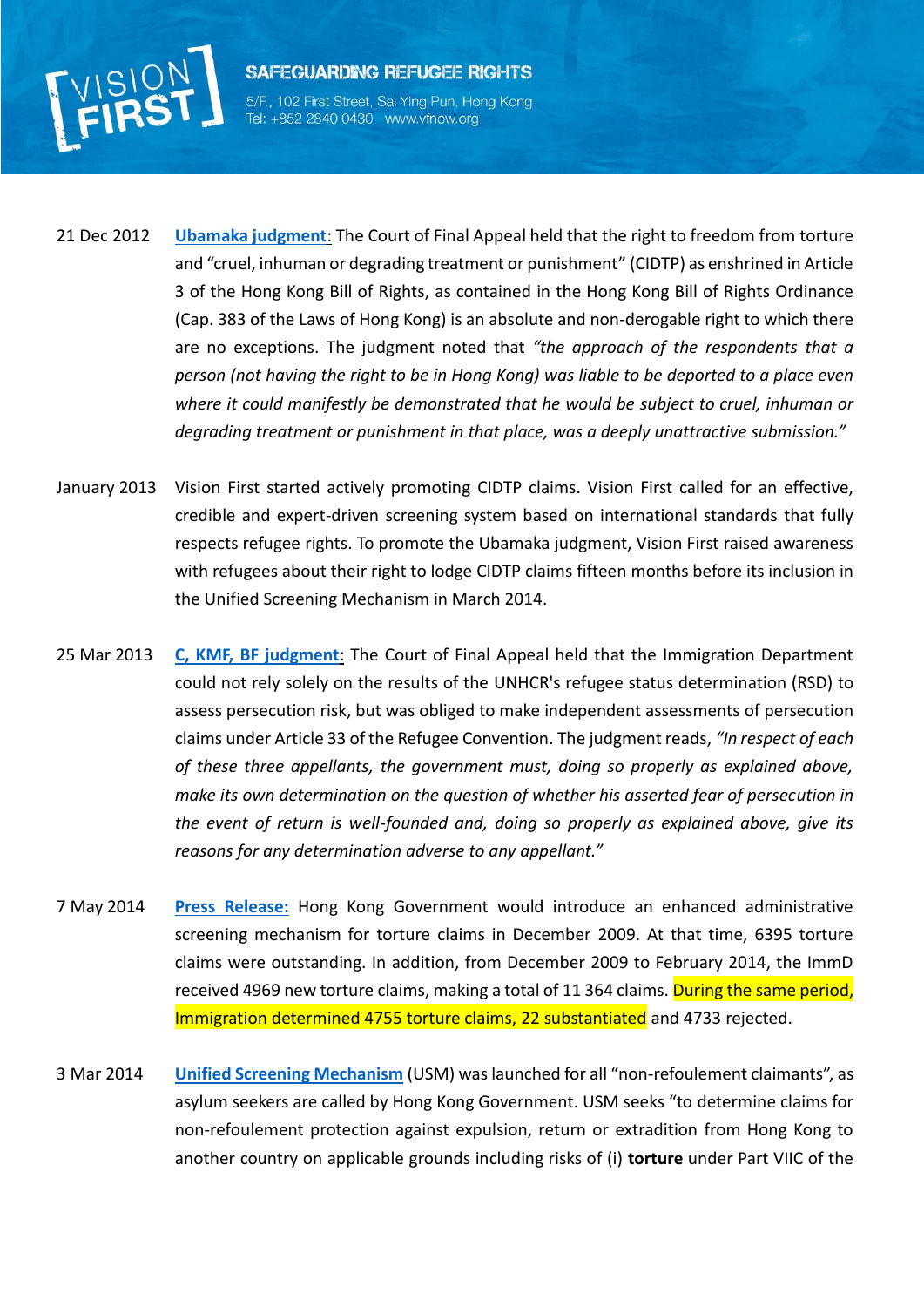21 Dec 2012 **Ubamaka judgment**: The Court of Final Appeal held that the right to freedom from torture and "cruel, inhuman or degrading treatment or punishment" (CIDTP) as enshrined in Article 3 of the Hong Kong Bill of Rights, as contained in the Hong Kong Bill of Rights Ordinance (Cap. 383 of the Laws of Hong Kong) is an absolute and non-derogable right to which there are no exceptions. The judgment noted that *"the approach of the respondents that a person (not having the right to be in Hong Kong) was liable to be deported to a place even where it could manifestly be demonstrated that he would be subject to cruel, inhuman or degrading treatment or punishment in that place, was a deeply unattractive submission."*

January 2013 Vision First started actively promoting CIDTP claims. Vision First called for an effective, credible and expert-driven screening system based on international standards that fully respects refugee rights. To promote the Ubamaka judgment, Vision First raised awareness with refugees about their right to lodge CIDTP claims fifteen months before its inclusion in the Unified Screening Mechanism in March 2014.

25 Mar 2013 **C, KMF, BF judgment**: The Court of Final Appeal held that the Immigration Department could not rely solely on the results of the UNHCR's refugee status determination (RSD) to assess persecution risk, but was obliged to make independent assessments of persecution claims under Article 33 of the Refugee Convention. The judgment reads, *"In respect of each of these three appellants, the government must, doing so properly as explained above, make its own determination on the question of whether his asserted fear of persecution in the event of return is well-founded and, doing so properly as explained above, give its reasons for any determination adverse to any appellant."*

7 May 2014 **Press Release:** Hong Kong Government would introduce an enhanced administrative screening mechanism for torture claims in December 2009. At that time, 6395 torture claims were outstanding. In addition, from December 2009 to February 2014, the ImmD received 4969 new torture claims, making a total of 11 364 claims. During the same period, Immigration determined 4755 torture claims, 22 substantiated and 4733 rejected.

3 Mar 2014 **Unified Screening Mechanism** (USM) was launched for all "non-refoulement claimants", as asylum seekers are called by Hong Kong Government. USM seeks "to determine claims for non-refoulement protection against expulsion, return or extradition from Hong Kong to another country on applicable grounds including risks of (i) **torture** under Part VIIC of the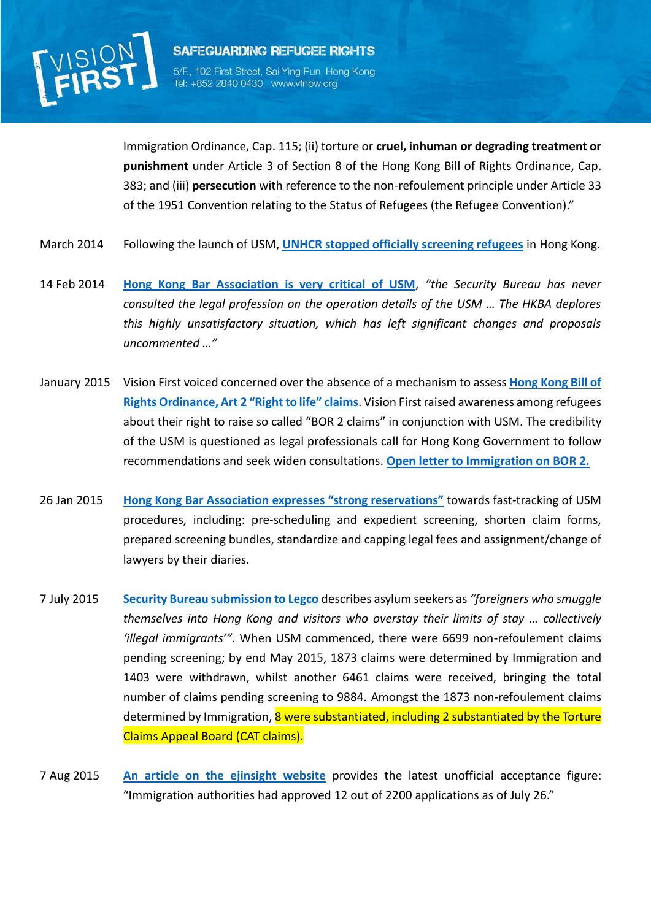Immigration Ordinance, Cap. 115; (ii) torture or **cruel, inhuman or degrading treatment or punishment** under Article 3 of Section 8 of the Hong Kong Bill of Rights Ordinance, Cap. 383; and (iii) **persecution** with reference to the non-refoulement principle under Article 33 of the 1951 Convention relating to the Status of Refugees (the Refugee Convention)."

March 2014 — Following the launch of USM, **UNHCR stopped officially screening refugees** in Hong Kong.

14 Feb 2014 — **Hong Kong Bar Association is very critical of USM**, *"the Security Bureau has never consulted the legal profession on the operation details of the USM … The HKBA deplores this highly unsatisfactory situation, which has left significant changes and proposals uncommented …"*

January 2015 — Vision First voiced concerned over the absence of a mechanism to assess **Hong Kong Bill of Rights Ordinance, Art 2 "Right to life" claims**. Vision First raised awareness among refugees about their right to raise so called "BOR 2 claims" in conjunction with USM. The credibility of the USM is questioned as legal professionals call for Hong Kong Government to follow recommendations and seek widen consultations. **Open letter to Immigration on BOR 2.**

26 Jan 2015 — **Hong Kong Bar Association expresses "strong reservations"** towards fast-tracking of USM procedures, including: pre-scheduling and expedient screening, shorten claim forms, prepared screening bundles, standardize and capping legal fees and assignment/change of lawyers by their diaries.

7 July 2015 — **Security Bureau submission to Legco** describes asylum seekers as *"foreigners who smuggle themselves into Hong Kong and visitors who overstay their limits of stay … collectively 'illegal immigrants'"*. When USM commenced, there were 6699 non-refoulement claims pending screening; by end May 2015, 1873 claims were determined by Immigration and 1403 were withdrawn, whilst another 6461 claims were received, bringing the total number of claims pending screening to 9884. Amongst the 1873 non-refoulement claims determined by Immigration, 8 were substantiated, including 2 substantiated by the Torture Claims Appeal Board (CAT claims).

7 Aug 2015 — **An article on the ejinsight website** provides the latest unofficial acceptance figure: "Immigration authorities had approved 12 out of 2200 applications as of July 26."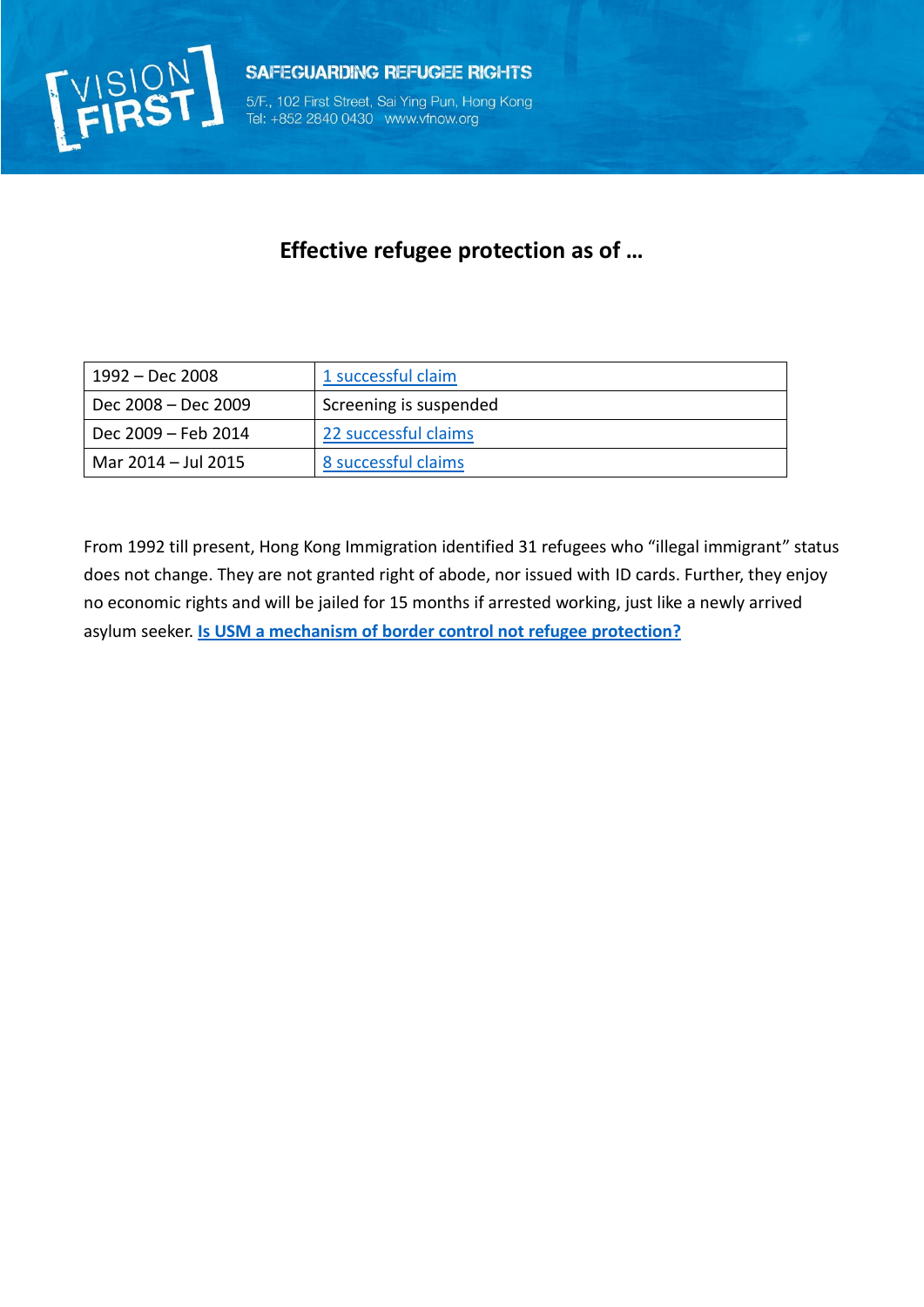## Effective refugee protection as of …

| | |
|---|---|
| 1992 – Dec 2008 | 1 successful claim |
| Dec 2008 – Dec 2009 | Screening is suspended |
| Dec 2009 – Feb 2014 | 22 successful claims |
| Mar 2014 – Jul 2015 | 8 successful claims |

From 1992 till present, Hong Kong Immigration identified 31 refugees who "illegal immigrant" status does not change. They are not granted right of abode, nor issued with ID cards. Further, they enjoy no economic rights and will be jailed for 15 months if arrested working, just like a newly arrived asylum seeker. **Is USM a mechanism of border control not refugee protection?**